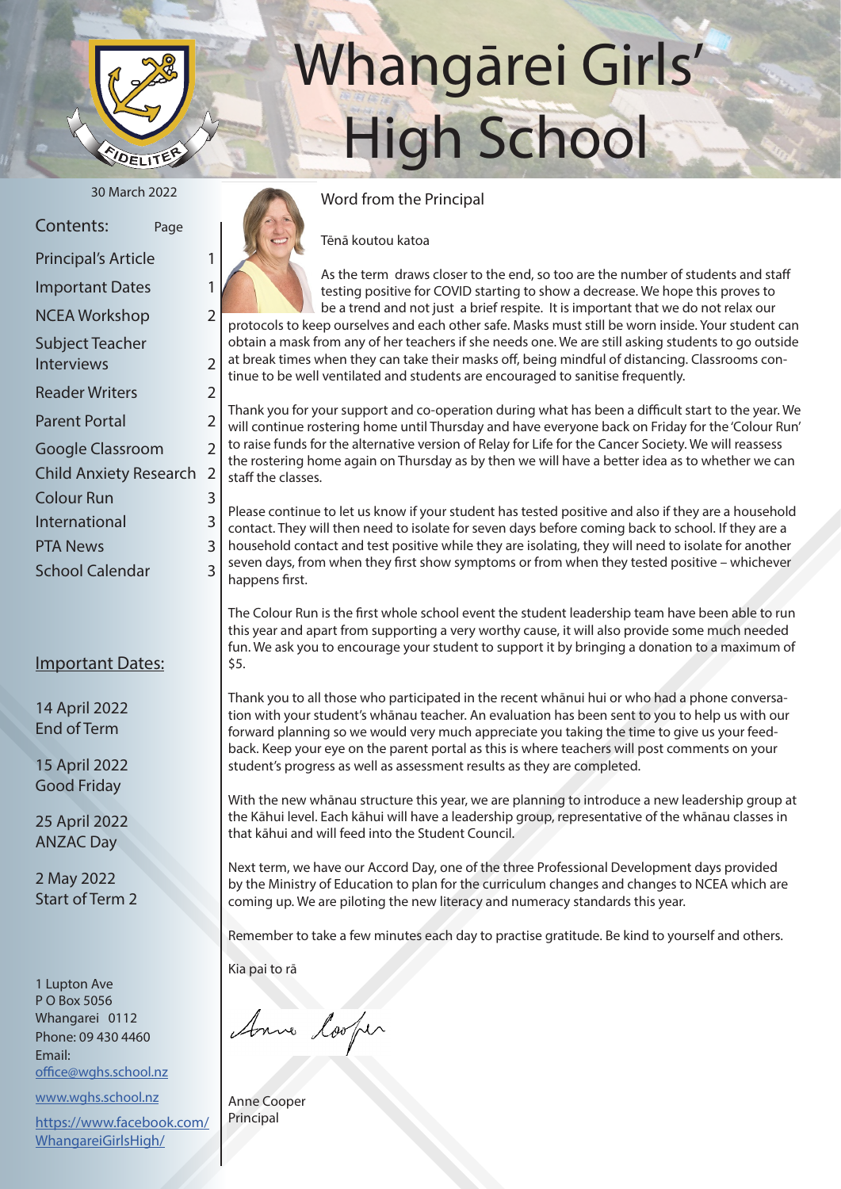# Whangārei Girls' High School

30 March 2022

**Contents:** Page

| | |
|---|---|
| Principal's Article | 1 |
| Important Dates | 1 |
| NCEA Workshop | 2 |
| Subject Teacher Interviews | 2 |
| Reader Writers | 2 |
| Parent Portal | 2 |
| Google Classroom | 2 |
| Child Anxiety Research | 2 |
| Colour Run | 3 |
| International | 3 |
| PTA News | 3 |
| School Calendar | 3 |

## Important Dates:

14 April 2022
End of Term

15 April 2022
Good Friday

25 April 2022
ANZAC Day

2 May 2022
Start of Term 2

1 Lupton Ave
P O Box 5056
Whangarei 0112
Phone: 09 430 4460
Email:
office@wghs.school.nz

www.wghs.school.nz

https://www.facebook.com/WhangareiGirlsHigh/

## Word from the Principal

Tēnā koutou katoa

As the term draws closer to the end, so too are the number of students and staff testing positive for COVID starting to show a decrease. We hope this proves to be a trend and not just a brief respite. It is important that we do not relax our protocols to keep ourselves and each other safe. Masks must still be worn inside. Your student can obtain a mask from any of her teachers if she needs one. We are still asking students to go outside at break times when they can take their masks off, being mindful of distancing. Classrooms continue to be well ventilated and students are encouraged to sanitise frequently.

Thank you for your support and co-operation during what has been a difficult start to the year. We will continue rostering home until Thursday and have everyone back on Friday for the 'Colour Run' to raise funds for the alternative version of Relay for Life for the Cancer Society. We will reassess the rostering home again on Thursday as by then we will have a better idea as to whether we can staff the classes.

Please continue to let us know if your student has tested positive and also if they are a household contact. They will then need to isolate for seven days before coming back to school. If they are a household contact and test positive while they are isolating, they will need to isolate for another seven days, from when they first show symptoms or from when they tested positive – whichever happens first.

The Colour Run is the first whole school event the student leadership team have been able to run this year and apart from supporting a very worthy cause, it will also provide some much needed fun. We ask you to encourage your student to support it by bringing a donation to a maximum of $5.

Thank you to all those who participated in the recent whānui hui or who had a phone conversation with your student's whānau teacher. An evaluation has been sent to you to help us with our forward planning so we would very much appreciate you taking the time to give us your feedback. Keep your eye on the parent portal as this is where teachers will post comments on your student's progress as well as assessment results as they are completed.

With the new whānau structure this year, we are planning to introduce a new leadership group at the Kāhui level. Each kāhui will have a leadership group, representative of the whānau classes in that kāhui and will feed into the Student Council.

Next term, we have our Accord Day, one of the three Professional Development days provided by the Ministry of Education to plan for the curriculum changes and changes to NCEA which are coming up. We are piloting the new literacy and numeracy standards this year.

Remember to take a few minutes each day to practise gratitude. Be kind to yourself and others.

Kia pai to rā

Anne Cooper
Principal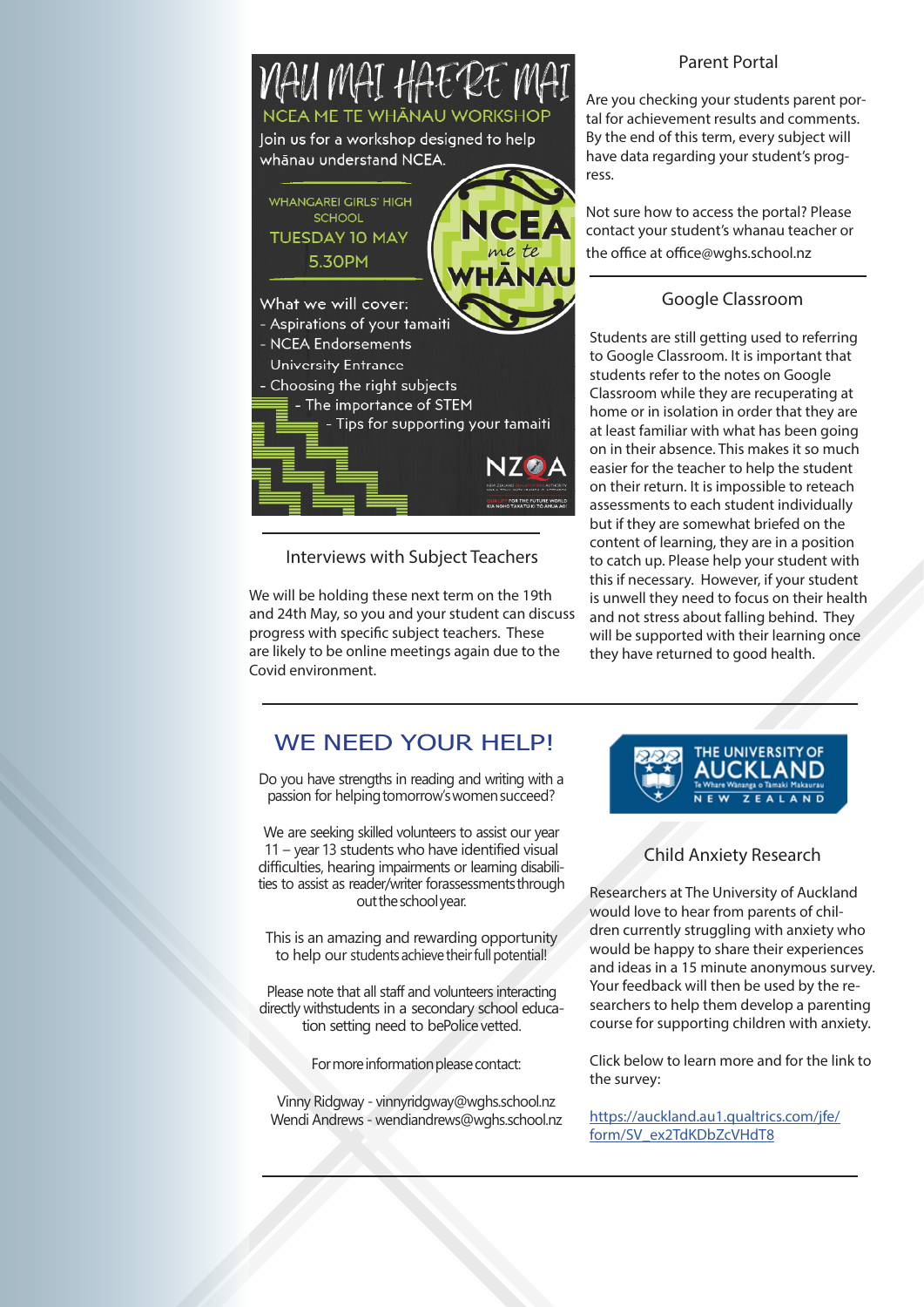## NAU MAI HAERE MAI

### NCEA ME TE WHĀNAU WORKSHOP

Join us for a workshop designed to help whānau understand NCEA.

WHANGAREI GIRLS' HIGH SCHOOL
TUESDAY 10 MAY
5.30PM

NCEA me te WHĀNAU

What we will cover:

- Aspirations of your tamaiti
- NCEA Endorsements
  University Entrance
- Choosing the right subjects
- The importance of STEM
- Tips for supporting your tamaiti

NZQA

## Interviews with Subject Teachers

We will be holding these next term on the 19th and 24th May, so you and your student can discuss progress with specific subject teachers. These are likely to be online meetings again due to the Covid environment.

## Parent Portal

Are you checking your students parent portal for achievement results and comments. By the end of this term, every subject will have data regarding your student's progress.

Not sure how to access the portal? Please contact your student's whanau teacher or the office at office@wghs.school.nz

## Google Classroom

Students are still getting used to referring to Google Classroom. It is important that students refer to the notes on Google Classroom while they are recuperating at home or in isolation in order that they are at least familiar with what has been going on in their absence. This makes it so much easier for the teacher to help the student on their return. It is impossible to reteach assessments to each student individually but if they are somewhat briefed on the content of learning, they are in a position to catch up. Please help your student with this if necessary. However, if your student is unwell they need to focus on their health and not stress about falling behind. They will be supported with their learning once they have returned to good health.

## WE NEED YOUR HELP!

Do you have strengths in reading and writing with a passion for helping tomorrow's women succeed?

We are seeking skilled volunteers to assist our year 11 – year 13 students who have identified visual difficulties, hearing impairments or learning disabilities to assist as reader/writer for assessments through out the school year.

This is an amazing and rewarding opportunity to help our students achieve their full potential!

Please note that all staff and volunteers interacting directly with students in a secondary school education setting need to be Police vetted.

For more information please contact:

Vinny Ridgway - vinnyridgway@wghs.school.nz
Wendi Andrews - wendiandrews@wghs.school.nz

THE UNIVERSITY OF AUCKLAND
Te Whare Wānanga o Tāmaki Makaurau
NEW ZEALAND

## Child Anxiety Research

Researchers at The University of Auckland would love to hear from parents of children currently struggling with anxiety who would be happy to share their experiences and ideas in a 15 minute anonymous survey. Your feedback will then be used by the researchers to help them develop a parenting course for supporting children with anxiety.

Click below to learn more and for the link to the survey:

https://auckland.au1.qualtrics.com/jfe/form/SV_ex2TdKDbZcVHdT8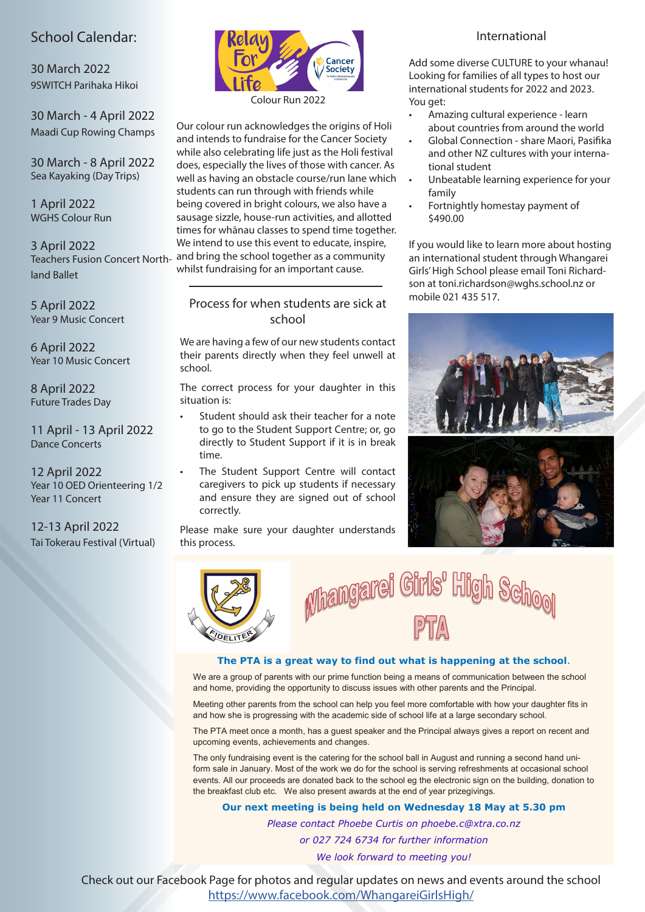## School Calendar:

30 March 2022
9SWITCH Parihaka Hikoi

30 March - 4 April 2022
Maadi Cup Rowing Champs

30 March - 8 April 2022
Sea Kayaking (Day Trips)

1 April 2022
WGHS Colour Run

3 April 2022
Teachers Fusion Concert Northland Ballet

5 April 2022
Year 9 Music Concert

6 April 2022
Year 10 Music Concert

8 April 2022
Future Trades Day

11 April - 13 April 2022
Dance Concerts

12 April 2022
Year 10 OED Orienteering 1/2
Year 11 Concert

12-13 April 2022
Tai Tokerau Festival (Virtual)

Colour Run 2022

Our colour run acknowledges the origins of Holi and intends to fundraise for the Cancer Society while also celebrating life just as the Holi festival does, especially the lives of those with cancer. As well as having an obstacle course/run lane which students can run through with friends while being covered in bright colours, we also have a sausage sizzle, house-run activities, and allotted times for whānau classes to spend time together. We intend to use this event to educate, inspire, and bring the school together as a community whilst fundraising for an important cause.

## Process for when students are sick at school

We are having a few of our new students contact their parents directly when they feel unwell at school.

The correct process for your daughter in this situation is:

- Student should ask their teacher for a note to go to the Student Support Centre; or, go directly to Student Support if it is in break time.
- The Student Support Centre will contact caregivers to pick up students if necessary and ensure they are signed out of school correctly.

Please make sure your daughter understands this process.

## International

Add some diverse CULTURE to your whanau! Looking for families of all types to host our international students for 2022 and 2023. You get:

- Amazing cultural experience - learn about countries from around the world
- Global Connection - share Maori, Pasifika and other NZ cultures with your international student
- Unbeatable learning experience for your family
- Fortnightly homestay payment of $490.00

If you would like to learn more about hosting an international student through Whangarei Girls' High School please email Toni Richardson at toni.richardson@wghs.school.nz or mobile 021 435 517.

## Whangarei Girls' High School PTA

**The PTA is a great way to find out what is happening at the school.**

We are a group of parents with our prime function being a means of communication between the school and home, providing the opportunity to discuss issues with other parents and the Principal.

Meeting other parents from the school can help you feel more comfortable with how your daughter fits in and how she is progressing with the academic side of school life at a large secondary school.

The PTA meet once a month, has a guest speaker and the Principal always gives a report on recent and upcoming events, achievements and changes.

The only fundraising event is the catering for the school ball in August and running a second hand uniform sale in January. Most of the work we do for the school is serving refreshments at occasional school events. All our proceeds are donated back to the school eg the electronic sign on the building, donation to the breakfast club etc. We also present awards at the end of year prizegivings.

**Our next meeting is being held on Wednesday 18 May at 5.30 pm**

*Please contact Phoebe Curtis on phoebe.c@xtra.co.nz*

*or 027 724 6734 for further information*

*We look forward to meeting you!*

Check out our Facebook Page for photos and regular updates on news and events around the school
https://www.facebook.com/WhangareiGirlsHigh/